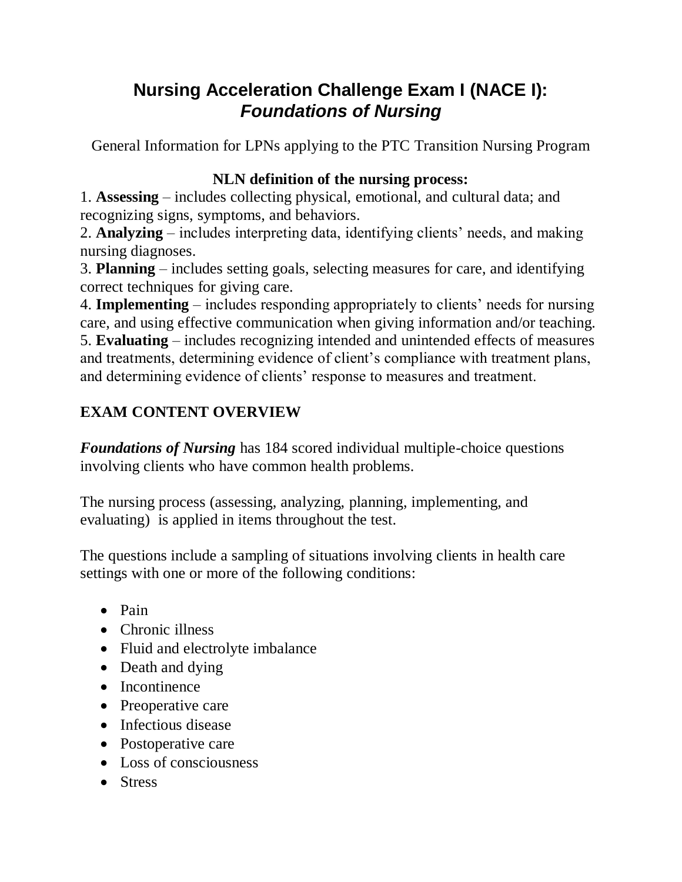# Nursing Acceleration Challenge Exam I (NACE I): *Foundations of Nursing*

General Information for LPNs applying to the PTC Transition Nursing Program

**NLN definition of the nursing process:**

1. **Assessing** – includes collecting physical, emotional, and cultural data; and recognizing signs, symptoms, and behaviors.
2. **Analyzing** – includes interpreting data, identifying clients' needs, and making nursing diagnoses.
3. **Planning** – includes setting goals, selecting measures for care, and identifying correct techniques for giving care.
4. **Implementing** – includes responding appropriately to clients' needs for nursing care, and using effective communication when giving information and/or teaching.
5. **Evaluating** – includes recognizing intended and unintended effects of measures and treatments, determining evidence of client's compliance with treatment plans, and determining evidence of clients' response to measures and treatment.

**EXAM CONTENT OVERVIEW**

***Foundations of Nursing*** has 184 scored individual multiple-choice questions involving clients who have common health problems.

The nursing process (assessing, analyzing, planning, implementing, and evaluating) is applied in items throughout the test.

The questions include a sampling of situations involving clients in health care settings with one or more of the following conditions:

- Pain
- Chronic illness
- Fluid and electrolyte imbalance
- Death and dying
- Incontinence
- Preoperative care
- Infectious disease
- Postoperative care
- Loss of consciousness
- Stress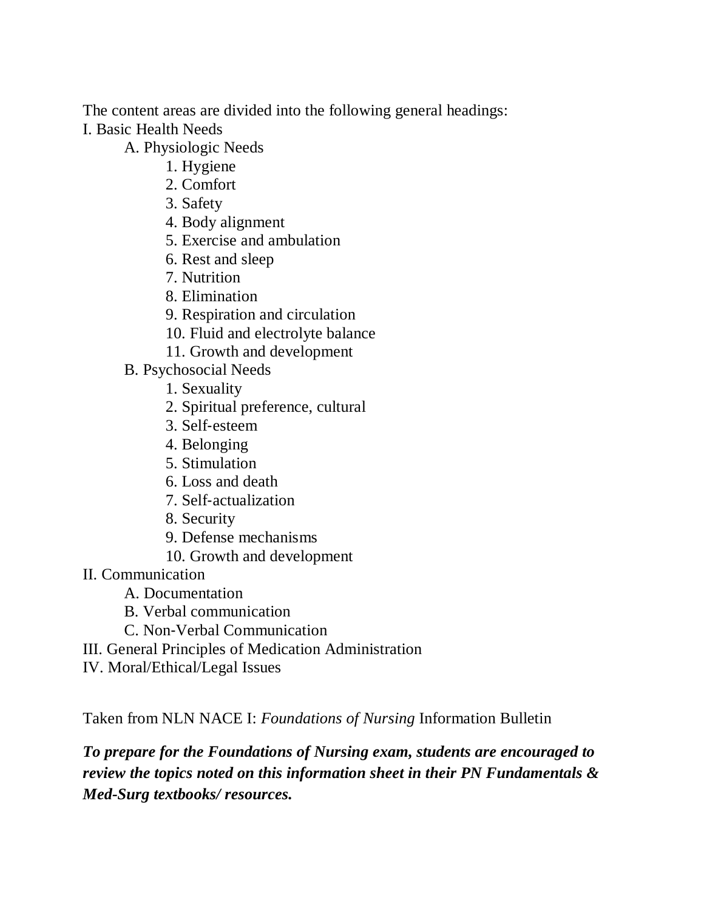The content areas are divided into the following general headings:

I. Basic Health Needs
   - A. Physiologic Needs
     1. Hygiene
     2. Comfort
     3. Safety
     4. Body alignment
     5. Exercise and ambulation
     6. Rest and sleep
     7. Nutrition
     8. Elimination
     9. Respiration and circulation
     10. Fluid and electrolyte balance
     11. Growth and development
   - B. Psychosocial Needs
     1. Sexuality
     2. Spiritual preference, cultural
     3. Self-esteem
     4. Belonging
     5. Stimulation
     6. Loss and death
     7. Self-actualization
     8. Security
     9. Defense mechanisms
     10. Growth and development

II. Communication
   - A. Documentation
   - B. Verbal communication
   - C. Non-Verbal Communication

III. General Principles of Medication Administration

IV. Moral/Ethical/Legal Issues

Taken from NLN NACE I: *Foundations of Nursing* Information Bulletin

***To prepare for the Foundations of Nursing exam, students are encouraged to review the topics noted on this information sheet in their PN Fundamentals & Med-Surg textbooks/ resources.***